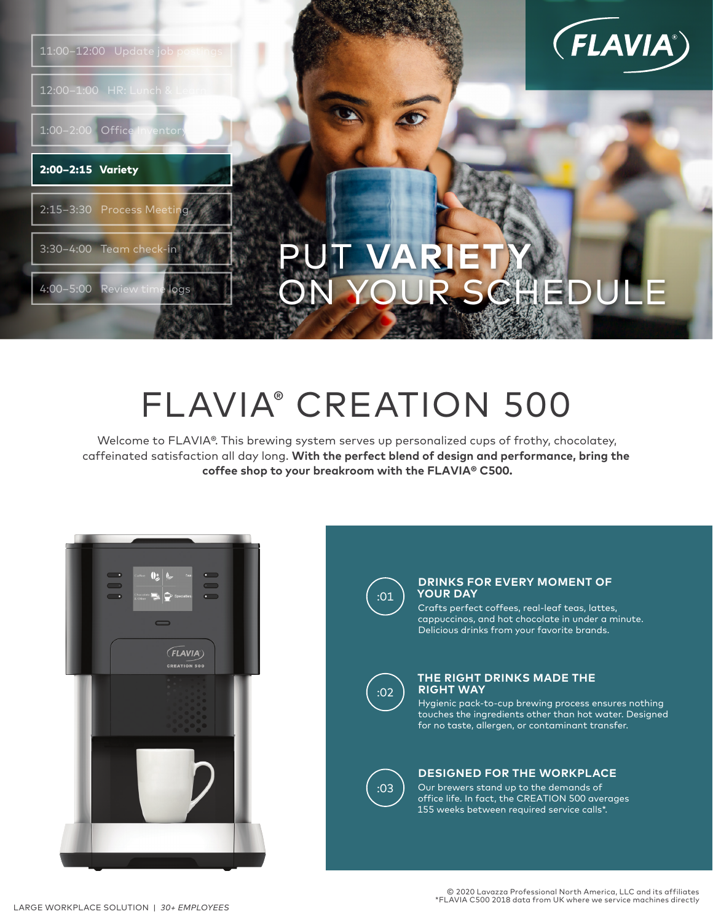11:00–12:00 Update job postings

12:00–1:00 HR: Lunch & Learn

1:00–2:00 Office Inventory

**2:00–2:15 Variety**

2:15–3:30 Process Meeting

3:30–4:00 Team check-in

4:00–5:00 Review time logs

FLAVIA®

# PUT **VARIETY** ON YOUR SCHEDULE

# FLAVIA® CREATION 500

Welcome to FLAVIA®. This brewing system serves up personalized cups of frothy, chocolatey, caffeinated satisfaction all day long. **With the perfect blend of design and performance, bring the coffee shop to your breakroom with the FLAVIA® C500.**

:01

### DRINKS FOR EVERY MOMENT OF YOUR DAY

Crafts perfect coffees, real-leaf teas, lattes, cappuccinos, and hot chocolate in under a minute. Delicious drinks from your favorite brands.

:02

### THE RIGHT DRINKS MADE THE RIGHT WAY

Hygienic pack-to-cup brewing process ensures nothing touches the ingredients other than hot water. Designed for no taste, allergen, or contaminant transfer.

:03

### DESIGNED FOR THE WORKPLACE

Our brewers stand up to the demands of office life. In fact, the CREATION 500 averages 155 weeks between required service calls*.

LARGE WORKPLACE SOLUTION | *30+ EMPLOYEES*

© 2020 Lavazza Professional North America, LLC and its affiliates
*FLAVIA C500 2018 data from UK where we service machines directly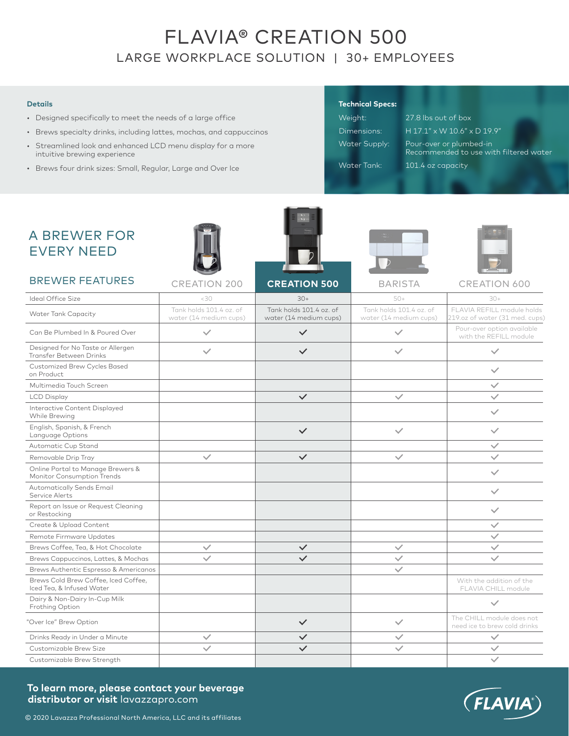# FLAVIA® CREATION 500

## LARGE WORKPLACE SOLUTION | 30+ EMPLOYEES

**Details**

- Designed specifically to meet the needs of a large office
- Brews specialty drinks, including lattes, mochas, and cappuccinos
- Streamlined look and enhanced LCD menu display for a more intuitive brewing experience
- Brews four drink sizes: Small, Regular, Large and Over Ice

**Technical Specs:**

| | |
|---|---|
| Weight: | 27.8 lbs out of box |
| Dimensions: | H 17.1" x W 10.6" x D 19.9" |
| Water Supply: | Pour-over or plumbed-in<br>Recommended to use with filtered water |
| Water Tank: | 101.4 oz capacity |

## A BREWER FOR EVERY NEED

| BREWER FEATURES | CREATION 200 | CREATION 500 | BARISTA | CREATION 600 |
|---|---|---|---|---|
| Ideal Office Size | <30 | 30+ | 50+ | 30+ |
| Water Tank Capacity | Tank holds 101.4 oz. of water (14 medium cups) | Tank holds 101.4 oz. of water (14 medium cups) | Tank holds 101.4 oz. of water (14 medium cups) | FLAVIA REFILL module holds 219.oz of water (31 med. cups) |
| Can Be Plumbed In & Poured Over | ✓ | ✓ | ✓ | Pour-over option available with the REFILL module |
| Designed for No Taste or Allergen Transfer Between Drinks | ✓ | ✓ | ✓ | ✓ |
| Customized Brew Cycles Based on Product | | | | ✓ |
| Multimedia Touch Screen | | | | ✓ |
| LCD Display | | ✓ | ✓ | ✓ |
| Interactive Content Displayed While Brewing | | | | ✓ |
| English, Spanish, & French Language Options | | ✓ | ✓ | ✓ |
| Automatic Cup Stand | | | | ✓ |
| Removable Drip Tray | ✓ | ✓ | ✓ | ✓ |
| Online Portal to Manage Brewers & Monitor Consumption Trends | | | | ✓ |
| Automatically Sends Email Service Alerts | | | | ✓ |
| Report an Issue or Request Cleaning or Restocking | | | | ✓ |
| Create & Upload Content | | | | ✓ |
| Remote Firmware Updates | | | | ✓ |
| Brews Coffee, Tea, & Hot Chocolate | ✓ | ✓ | ✓ | ✓ |
| Brews Cappuccinos, Lattes, & Mochas | ✓ | ✓ | ✓ | ✓ |
| Brews Authentic Espresso & Americanos | | | ✓ | |
| Brews Cold Brew Coffee, Iced Coffee, Iced Tea, & Infused Water | | | | With the addition of the FLAVIA CHILL module |
| Dairy & Non-Dairy In-Cup Milk Frothing Option | | | | ✓ |
| "Over Ice" Brew Option | | ✓ | ✓ | The CHILL module does not need ice to brew cold drinks |
| Drinks Ready in Under a Minute | ✓ | ✓ | ✓ | ✓ |
| Customizable Brew Size | ✓ | ✓ | ✓ | ✓ |
| Customizable Brew Strength | | | | ✓ |

**To learn more, please contact your beverage distributor or visit** lavazzapro.com

FLAVIA®

© 2020 Lavazza Professional North America, LLC and its affiliates